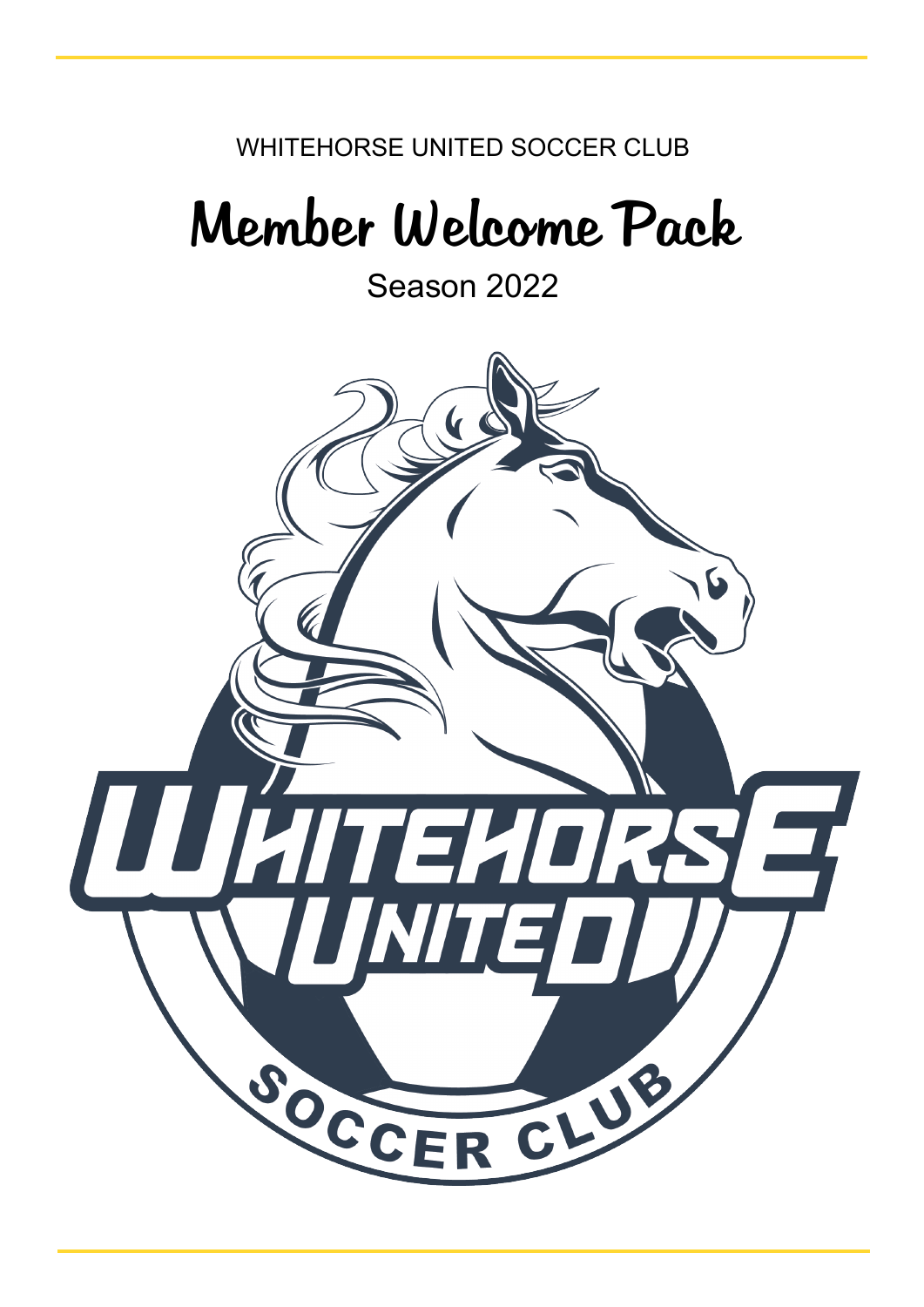WHITEHORSE UNITED SOCCER CLUB

# Member Welcome Pack

Season 2022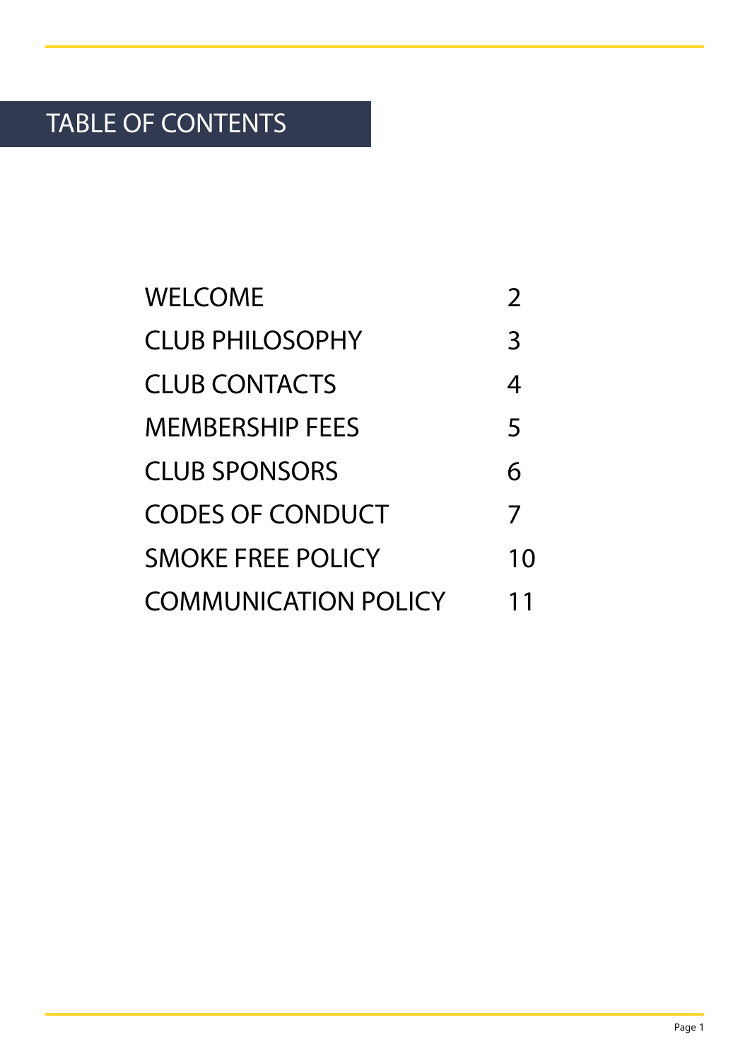# TABLE OF CONTENTS

| | |
|---|---|
| WELCOME | 2 |
| CLUB PHILOSOPHY | 3 |
| CLUB CONTACTS | 4 |
| MEMBERSHIP FEES | 5 |
| CLUB SPONSORS | 6 |
| CODES OF CONDUCT | 7 |
| SMOKE FREE POLICY | 10 |
| COMMUNICATION POLICY | 11 |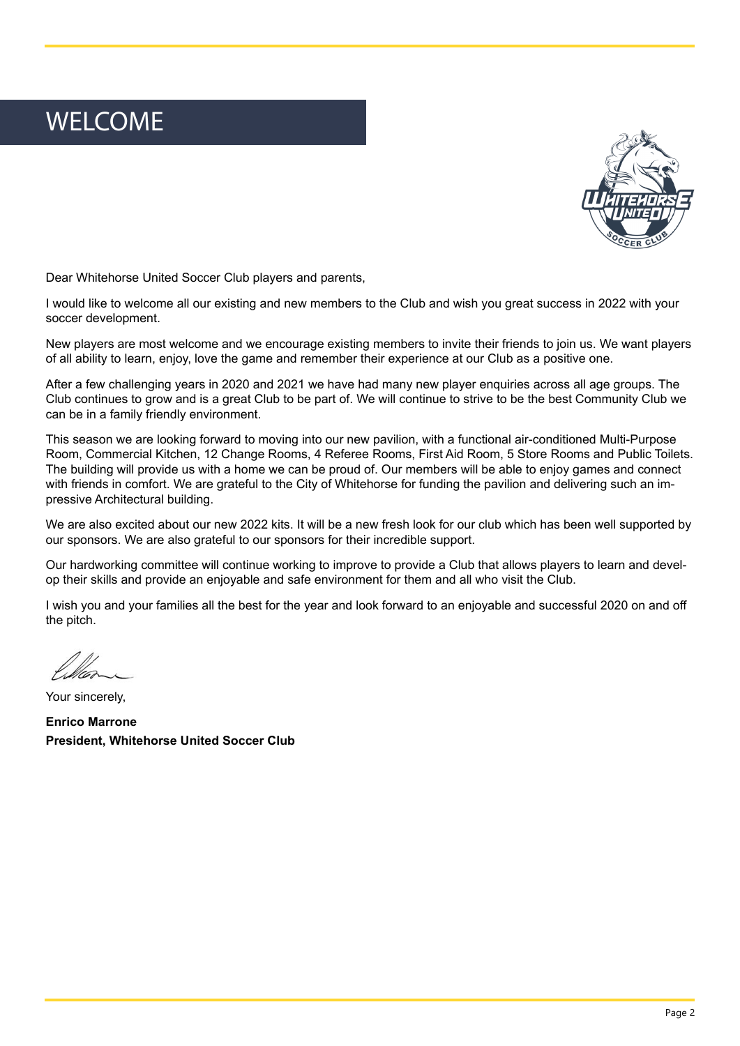# WELCOME

Dear Whitehorse United Soccer Club players and parents,

I would like to welcome all our existing and new members to the Club and wish you great success in 2022 with your soccer development.

New players are most welcome and we encourage existing members to invite their friends to join us. We want players of all ability to learn, enjoy, love the game and remember their experience at our Club as a positive one.

After a few challenging years in 2020 and 2021 we have had many new player enquiries across all age groups. The Club continues to grow and is a great Club to be part of. We will continue to strive to be the best Community Club we can be in a family friendly environment.

This season we are looking forward to moving into our new pavilion, with a functional air-conditioned Multi-Purpose Room, Commercial Kitchen, 12 Change Rooms, 4 Referee Rooms, First Aid Room, 5 Store Rooms and Public Toilets. The building will provide us with a home we can be proud of. Our members will be able to enjoy games and connect with friends in comfort. We are grateful to the City of Whitehorse for funding the pavilion and delivering such an impressive Architectural building.

We are also excited about our new 2022 kits. It will be a new fresh look for our club which has been well supported by our sponsors. We are also grateful to our sponsors for their incredible support.

Our hardworking committee will continue working to improve to provide a Club that allows players to learn and develop their skills and provide an enjoyable and safe environment for them and all who visit the Club.

I wish you and your families all the best for the year and look forward to an enjoyable and successful 2020 on and off the pitch.

Your sincerely,

**Enrico Marrone**
**President, Whitehorse United Soccer Club**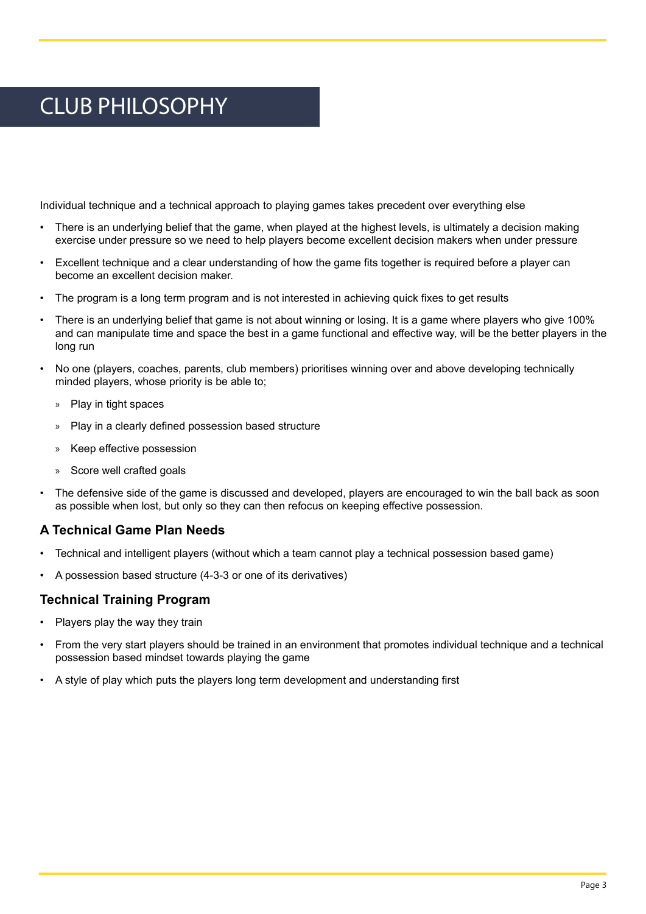# CLUB PHILOSOPHY

Individual technique and a technical approach to playing games takes precedent over everything else

- There is an underlying belief that the game, when played at the highest levels, is ultimately a decision making exercise under pressure so we need to help players become excellent decision makers when under pressure
- Excellent technique and a clear understanding of how the game fits together is required before a player can become an excellent decision maker.
- The program is a long term program and is not interested in achieving quick fixes to get results
- There is an underlying belief that game is not about winning or losing. It is a game where players who give 100% and can manipulate time and space the best in a game functional and effective way, will be the better players in the long run
- No one (players, coaches, parents, club members) prioritises winning over and above developing technically minded players, whose priority is be able to;
  - Play in tight spaces
  - Play in a clearly defined possession based structure
  - Keep effective possession
  - Score well crafted goals
- The defensive side of the game is discussed and developed, players are encouraged to win the ball back as soon as possible when lost, but only so they can then refocus on keeping effective possession.

### A Technical Game Plan Needs

- Technical and intelligent players (without which a team cannot play a technical possession based game)
- A possession based structure (4-3-3 or one of its derivatives)

### Technical Training Program

- Players play the way they train
- From the very start players should be trained in an environment that promotes individual technique and a technical possession based mindset towards playing the game
- A style of play which puts the players long term development and understanding first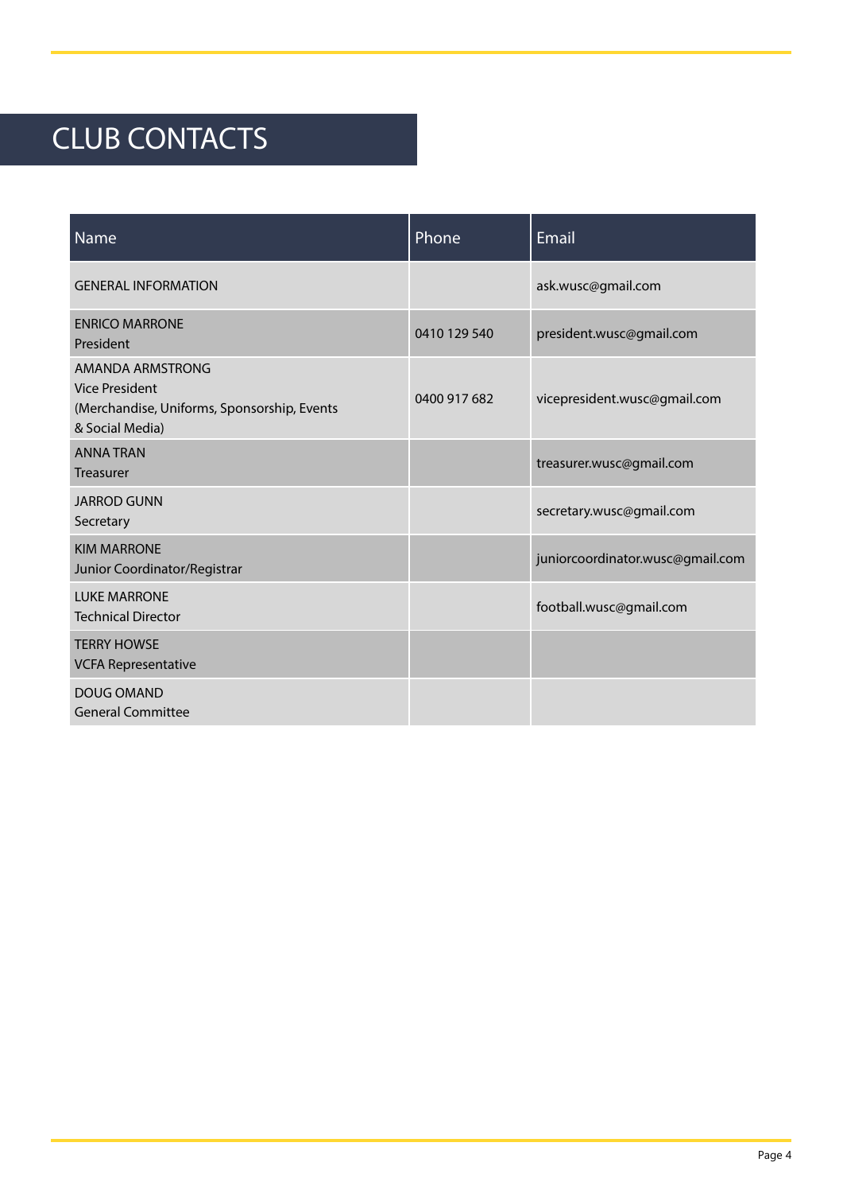# CLUB CONTACTS

| Name | Phone | Email |
|---|---|---|
| GENERAL INFORMATION | | ask.wusc@gmail.com |
| ENRICO MARRONE<br>President | 0410 129 540 | president.wusc@gmail.com |
| AMANDA ARMSTRONG<br>Vice President<br>(Merchandise, Uniforms, Sponsorship, Events & Social Media) | 0400 917 682 | vicepresident.wusc@gmail.com |
| ANNA TRAN<br>Treasurer | | treasurer.wusc@gmail.com |
| JARROD GUNN<br>Secretary | | secretary.wusc@gmail.com |
| KIM MARRONE<br>Junior Coordinator/Registrar | | juniorcoordinator.wusc@gmail.com |
| LUKE MARRONE<br>Technical Director | | football.wusc@gmail.com |
| TERRY HOWSE<br>VCFA Representative | | |
| DOUG OMAND<br>General Committee | | |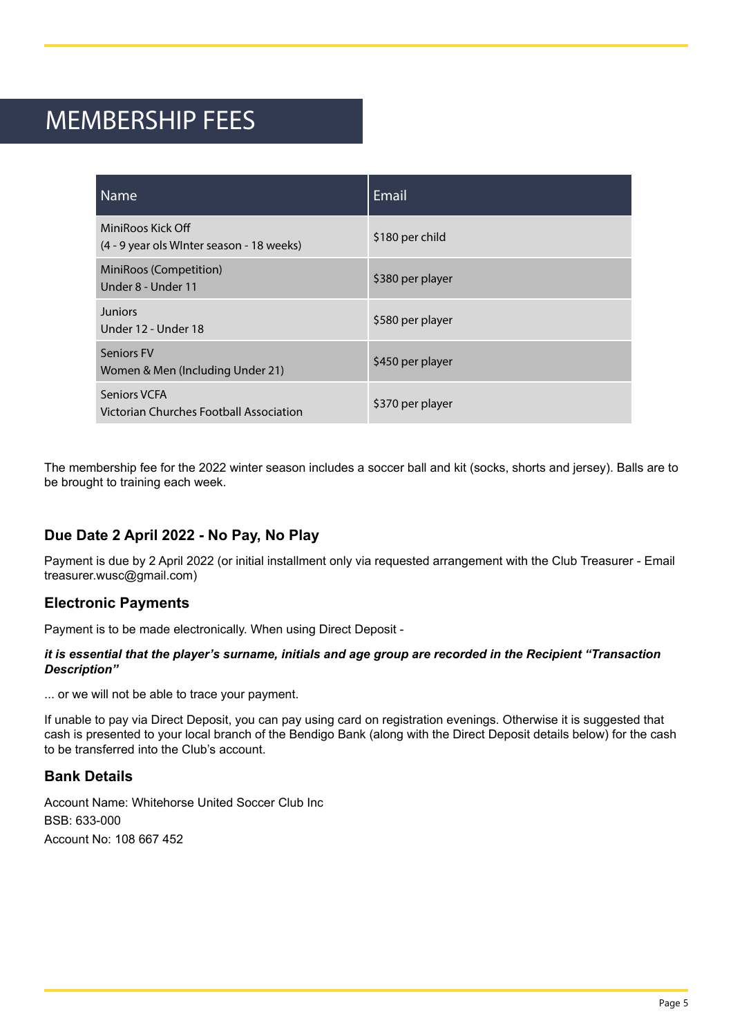# MEMBERSHIP FEES

| Name | Email |
|---|---|
| MiniRoos Kick Off<br>(4 - 9 year ols WInter season - 18 weeks) | $180 per child |
| MiniRoos (Competition)<br>Under 8 - Under 11 | $380 per player |
| Juniors<br>Under 12 - Under 18 | $580 per player |
| Seniors FV<br>Women & Men (Including Under 21) | $450 per player |
| Seniors VCFA<br>Victorian Churches Football Association | $370 per player |

The membership fee for the 2022 winter season includes a soccer ball and kit (socks, shorts and jersey). Balls are to be brought to training each week.

### Due Date 2 April 2022 - No Pay, No Play

Payment is due by 2 April 2022 (or initial installment only via requested arrangement with the Club Treasurer - Email treasurer.wusc@gmail.com)

### Electronic Payments

Payment is to be made electronically. When using Direct Deposit -

***it is essential that the player's surname, initials and age group are recorded in the Recipient "Transaction Description"***

... or we will not be able to trace your payment.

If unable to pay via Direct Deposit, you can pay using card on registration evenings. Otherwise it is suggested that cash is presented to your local branch of the Bendigo Bank (along with the Direct Deposit details below) for the cash to be transferred into the Club's account.

### Bank Details

Account Name: Whitehorse United Soccer Club Inc

BSB: 633-000

Account No: 108 667 452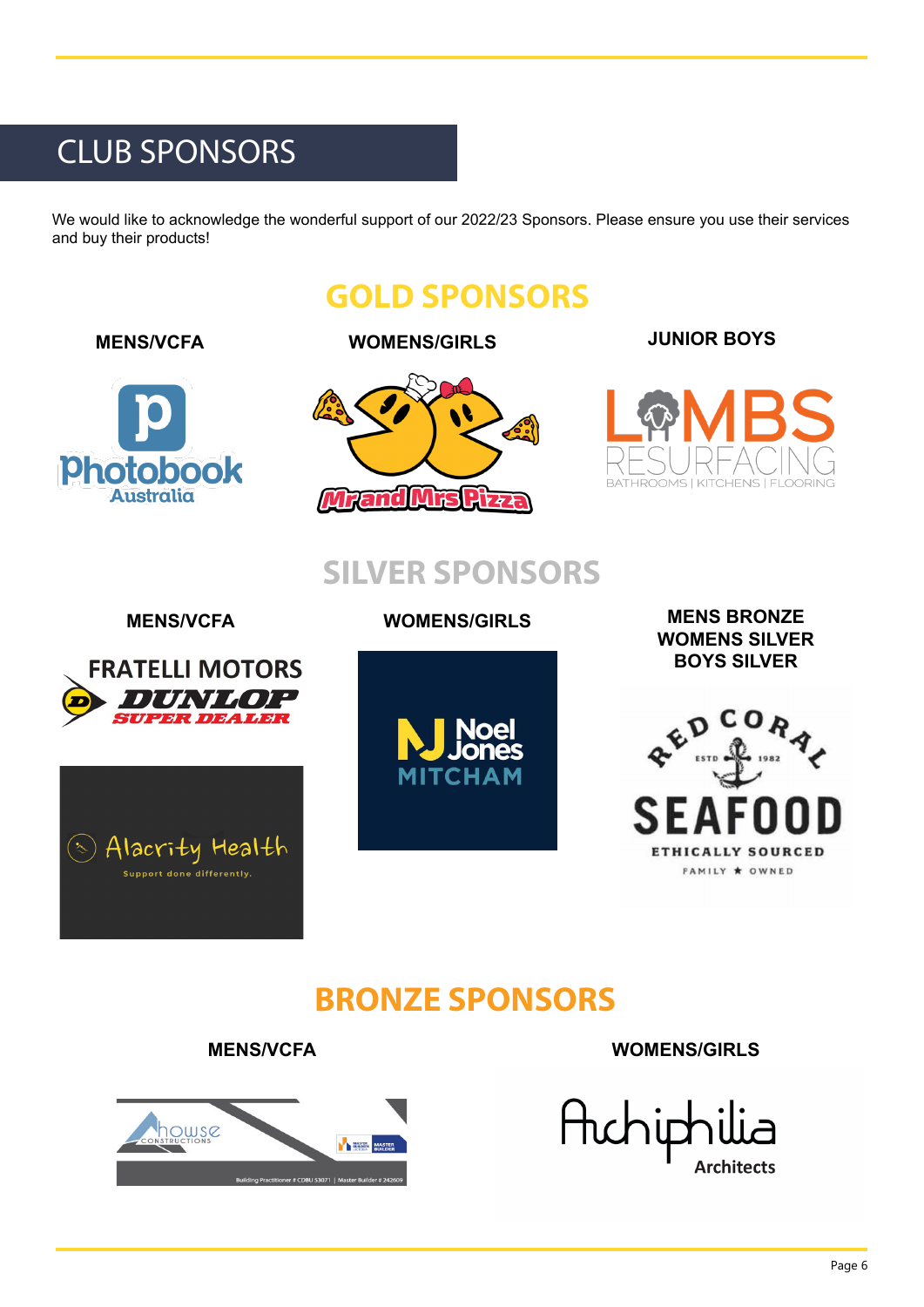## CLUB SPONSORS

We would like to acknowledge the wonderful support of our 2022/23 Sponsors. Please ensure you use their services and buy their products!

## GOLD SPONSORS

**MENS/VCFA**

Photobook Australia

**WOMENS/GIRLS**

Mr and Mrs Pizza

**JUNIOR BOYS**

LAMBS RESURFACING
BATHROOMS | KITCHENS | FLOORING

## SILVER SPONSORS

**MENS/VCFA**

FRATELLI MOTORS
DUNLOP SUPER DEALER

Alacrity Health
Support done differently.

**WOMENS/GIRLS**

Noel Jones MITCHAM

**MENS BRONZE**
**WOMENS SILVER**
**BOYS SILVER**

RED CORAL SEAFOOD
ESTD 1982
ETHICALLY SOURCED
FAMILY ★ OWNED

## BRONZE SPONSORS

**MENS/VCFA**

howse CONSTRUCTIONS
Building Practitioner # CDBU 53071 | Master Builder # 242609

**WOMENS/GIRLS**

Archiphilia Architects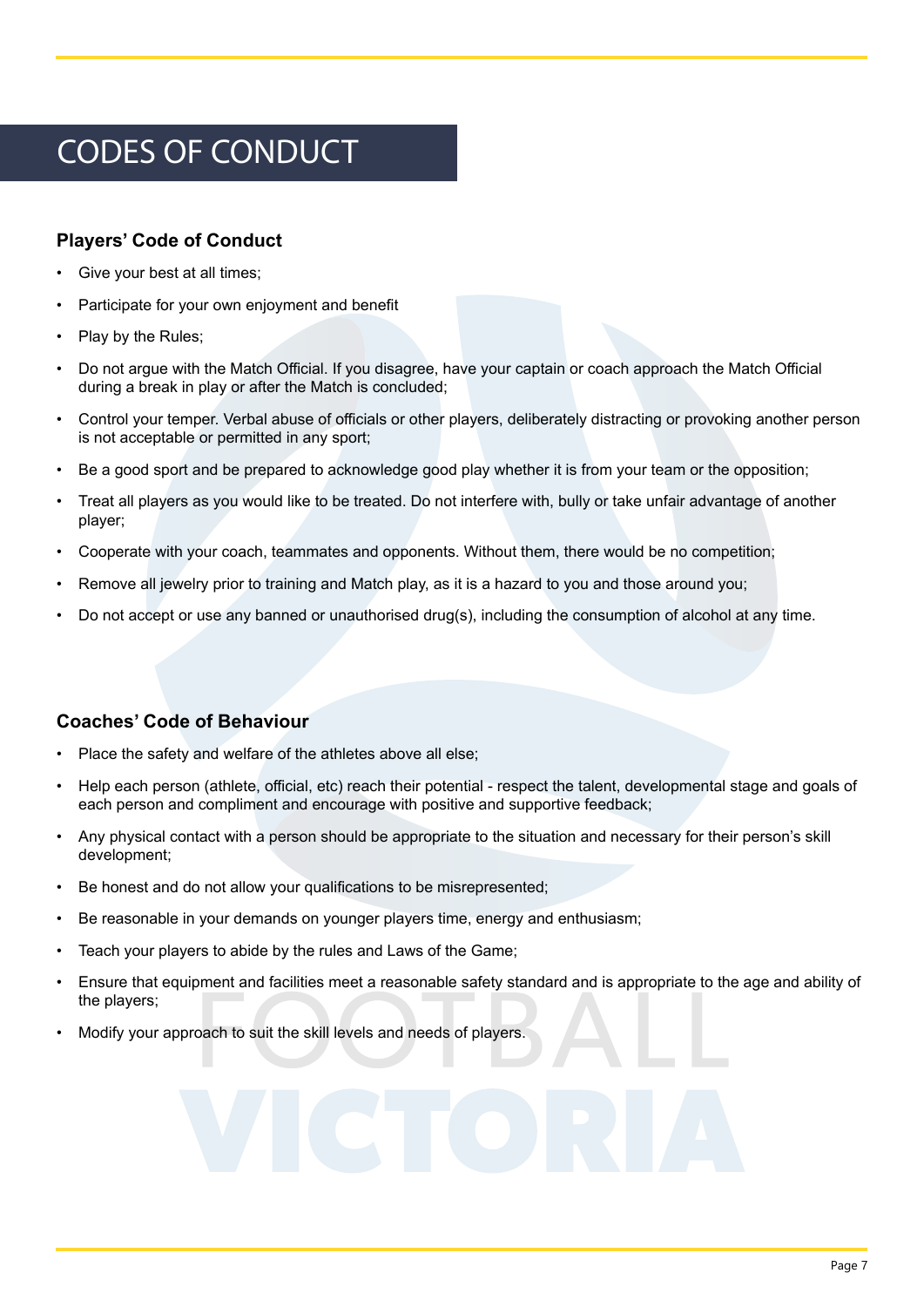# CODES OF CONDUCT

### Players' Code of Conduct

- Give your best at all times;
- Participate for your own enjoyment and benefit
- Play by the Rules;
- Do not argue with the Match Official. If you disagree, have your captain or coach approach the Match Official during a break in play or after the Match is concluded;
- Control your temper. Verbal abuse of officials or other players, deliberately distracting or provoking another person is not acceptable or permitted in any sport;
- Be a good sport and be prepared to acknowledge good play whether it is from your team or the opposition;
- Treat all players as you would like to be treated. Do not interfere with, bully or take unfair advantage of another player;
- Cooperate with your coach, teammates and opponents. Without them, there would be no competition;
- Remove all jewelry prior to training and Match play, as it is a hazard to you and those around you;
- Do not accept or use any banned or unauthorised drug(s), including the consumption of alcohol at any time.

### Coaches' Code of Behaviour

- Place the safety and welfare of the athletes above all else;
- Help each person (athlete, official, etc) reach their potential - respect the talent, developmental stage and goals of each person and compliment and encourage with positive and supportive feedback;
- Any physical contact with a person should be appropriate to the situation and necessary for their person's skill development;
- Be honest and do not allow your qualifications to be misrepresented;
- Be reasonable in your demands on younger players time, energy and enthusiasm;
- Teach your players to abide by the rules and Laws of the Game;
- Ensure that equipment and facilities meet a reasonable safety standard and is appropriate to the age and ability of the players;
- Modify your approach to suit the skill levels and needs of players.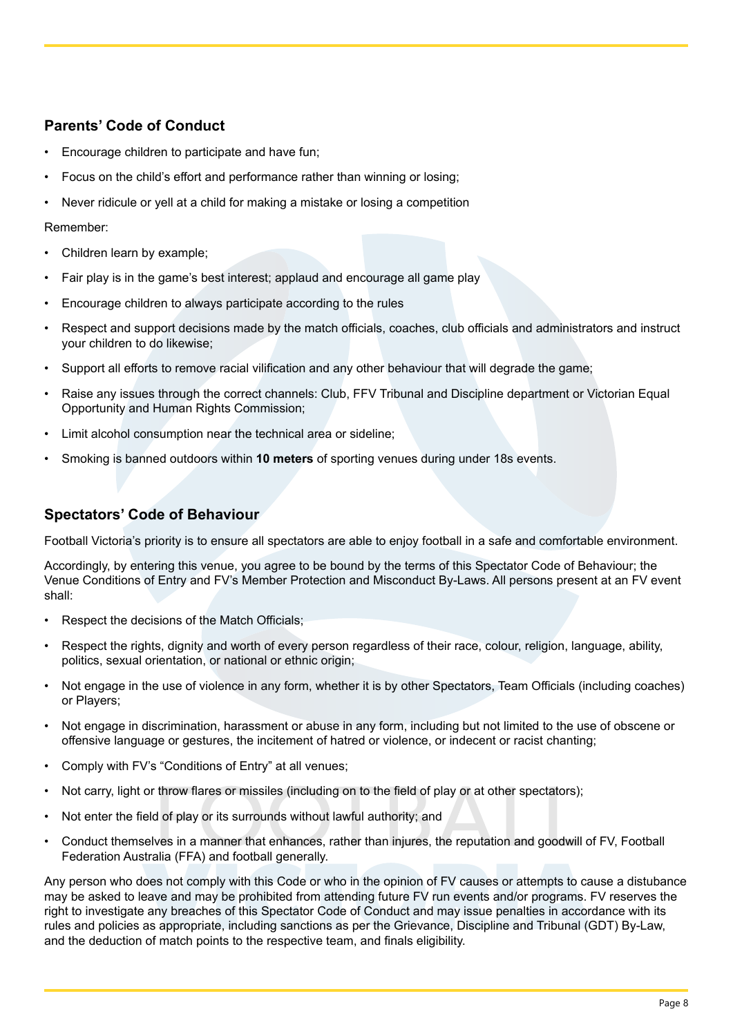## Parents' Code of Conduct

- Encourage children to participate and have fun;
- Focus on the child's effort and performance rather than winning or losing;
- Never ridicule or yell at a child for making a mistake or losing a competition

Remember:

- Children learn by example;
- Fair play is in the game's best interest; applaud and encourage all game play
- Encourage children to always participate according to the rules
- Respect and support decisions made by the match officials, coaches, club officials and administrators and instruct your children to do likewise;
- Support all efforts to remove racial vilification and any other behaviour that will degrade the game;
- Raise any issues through the correct channels: Club, FFV Tribunal and Discipline department or Victorian Equal Opportunity and Human Rights Commission;
- Limit alcohol consumption near the technical area or sideline;
- Smoking is banned outdoors within **10 meters** of sporting venues during under 18s events.

## Spectators' Code of Behaviour

Football Victoria's priority is to ensure all spectators are able to enjoy football in a safe and comfortable environment.

Accordingly, by entering this venue, you agree to be bound by the terms of this Spectator Code of Behaviour; the Venue Conditions of Entry and FV's Member Protection and Misconduct By-Laws. All persons present at an FV event shall:

- Respect the decisions of the Match Officials;
- Respect the rights, dignity and worth of every person regardless of their race, colour, religion, language, ability, politics, sexual orientation, or national or ethnic origin;
- Not engage in the use of violence in any form, whether it is by other Spectators, Team Officials (including coaches) or Players;
- Not engage in discrimination, harassment or abuse in any form, including but not limited to the use of obscene or offensive language or gestures, the incitement of hatred or violence, or indecent or racist chanting;
- Comply with FV's "Conditions of Entry" at all venues;
- Not carry, light or throw flares or missiles (including on to the field of play or at other spectators);
- Not enter the field of play or its surrounds without lawful authority; and
- Conduct themselves in a manner that enhances, rather than injures, the reputation and goodwill of FV, Football Federation Australia (FFA) and football generally.

Any person who does not comply with this Code or who in the opinion of FV causes or attempts to cause a distubance may be asked to leave and may be prohibited from attending future FV run events and/or programs. FV reserves the right to investigate any breaches of this Spectator Code of Conduct and may issue penalties in accordance with its rules and policies as appropriate, including sanctions as per the Grievance, Discipline and Tribunal (GDT) By-Law, and the deduction of match points to the respective team, and finals eligibility.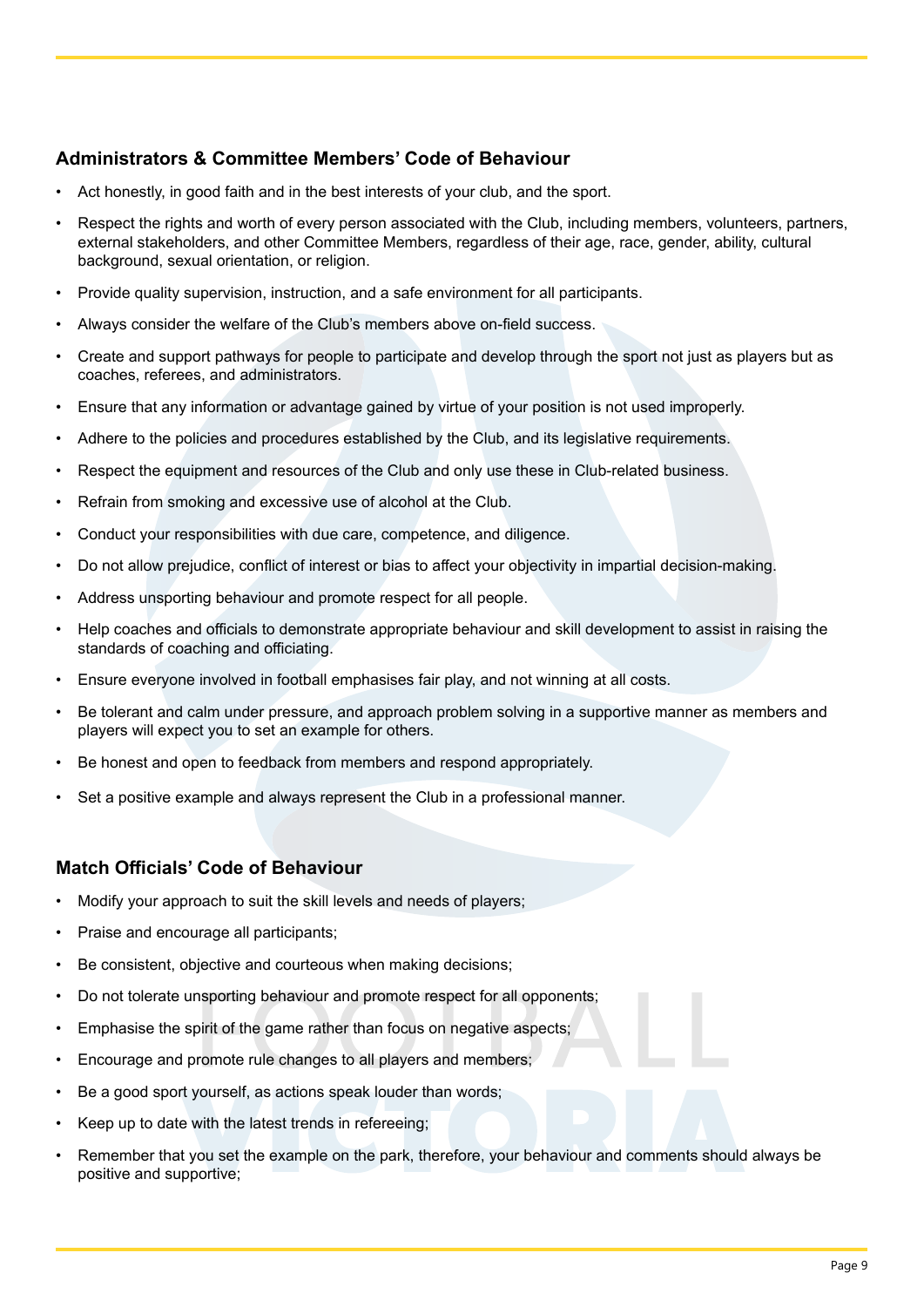## Administrators & Committee Members' Code of Behaviour

- Act honestly, in good faith and in the best interests of your club, and the sport.
- Respect the rights and worth of every person associated with the Club, including members, volunteers, partners, external stakeholders, and other Committee Members, regardless of their age, race, gender, ability, cultural background, sexual orientation, or religion.
- Provide quality supervision, instruction, and a safe environment for all participants.
- Always consider the welfare of the Club's members above on-field success.
- Create and support pathways for people to participate and develop through the sport not just as players but as coaches, referees, and administrators.
- Ensure that any information or advantage gained by virtue of your position is not used improperly.
- Adhere to the policies and procedures established by the Club, and its legislative requirements.
- Respect the equipment and resources of the Club and only use these in Club-related business.
- Refrain from smoking and excessive use of alcohol at the Club.
- Conduct your responsibilities with due care, competence, and diligence.
- Do not allow prejudice, conflict of interest or bias to affect your objectivity in impartial decision-making.
- Address unsporting behaviour and promote respect for all people.
- Help coaches and officials to demonstrate appropriate behaviour and skill development to assist in raising the standards of coaching and officiating.
- Ensure everyone involved in football emphasises fair play, and not winning at all costs.
- Be tolerant and calm under pressure, and approach problem solving in a supportive manner as members and players will expect you to set an example for others.
- Be honest and open to feedback from members and respond appropriately.
- Set a positive example and always represent the Club in a professional manner.

## Match Officials' Code of Behaviour

- Modify your approach to suit the skill levels and needs of players;
- Praise and encourage all participants;
- Be consistent, objective and courteous when making decisions;
- Do not tolerate unsporting behaviour and promote respect for all opponents;
- Emphasise the spirit of the game rather than focus on negative aspects;
- Encourage and promote rule changes to all players and members;
- Be a good sport yourself, as actions speak louder than words;
- Keep up to date with the latest trends in refereeing;
- Remember that you set the example on the park, therefore, your behaviour and comments should always be positive and supportive;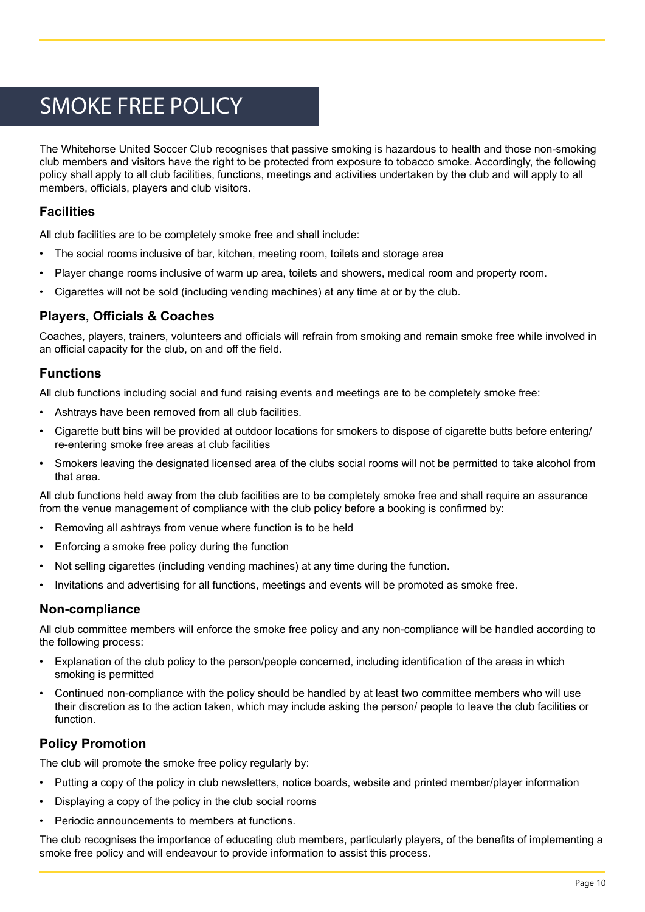# SMOKE FREE POLICY

The Whitehorse United Soccer Club recognises that passive smoking is hazardous to health and those non-smoking club members and visitors have the right to be protected from exposure to tobacco smoke. Accordingly, the following policy shall apply to all club facilities, functions, meetings and activities undertaken by the club and will apply to all members, officials, players and club visitors.

## Facilities

All club facilities are to be completely smoke free and shall include:

- The social rooms inclusive of bar, kitchen, meeting room, toilets and storage area
- Player change rooms inclusive of warm up area, toilets and showers, medical room and property room.
- Cigarettes will not be sold (including vending machines) at any time at or by the club.

## Players, Officials & Coaches

Coaches, players, trainers, volunteers and officials will refrain from smoking and remain smoke free while involved in an official capacity for the club, on and off the field.

## Functions

All club functions including social and fund raising events and meetings are to be completely smoke free:

- Ashtrays have been removed from all club facilities.
- Cigarette butt bins will be provided at outdoor locations for smokers to dispose of cigarette butts before entering/ re-entering smoke free areas at club facilities
- Smokers leaving the designated licensed area of the clubs social rooms will not be permitted to take alcohol from that area.

All club functions held away from the club facilities are to be completely smoke free and shall require an assurance from the venue management of compliance with the club policy before a booking is confirmed by:

- Removing all ashtrays from venue where function is to be held
- Enforcing a smoke free policy during the function
- Not selling cigarettes (including vending machines) at any time during the function.
- Invitations and advertising for all functions, meetings and events will be promoted as smoke free.

## Non-compliance

All club committee members will enforce the smoke free policy and any non-compliance will be handled according to the following process:

- Explanation of the club policy to the person/people concerned, including identification of the areas in which smoking is permitted
- Continued non-compliance with the policy should be handled by at least two committee members who will use their discretion as to the action taken, which may include asking the person/ people to leave the club facilities or function.

## Policy Promotion

The club will promote the smoke free policy regularly by:

- Putting a copy of the policy in club newsletters, notice boards, website and printed member/player information
- Displaying a copy of the policy in the club social rooms
- Periodic announcements to members at functions.

The club recognises the importance of educating club members, particularly players, of the benefits of implementing a smoke free policy and will endeavour to provide information to assist this process.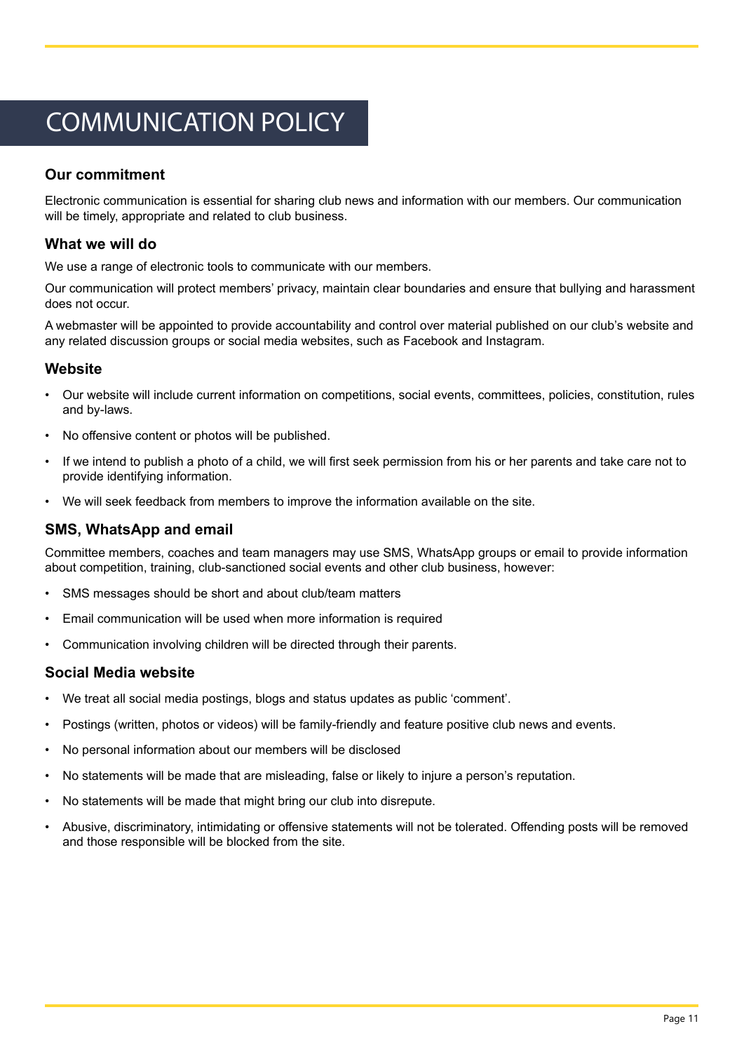# COMMUNICATION POLICY

### Our commitment

Electronic communication is essential for sharing club news and information with our members. Our communication will be timely, appropriate and related to club business.

### What we will do

We use a range of electronic tools to communicate with our members.

Our communication will protect members' privacy, maintain clear boundaries and ensure that bullying and harassment does not occur.

A webmaster will be appointed to provide accountability and control over material published on our club's website and any related discussion groups or social media websites, such as Facebook and Instagram.

### Website

- Our website will include current information on competitions, social events, committees, policies, constitution, rules and by-laws.
- No offensive content or photos will be published.
- If we intend to publish a photo of a child, we will first seek permission from his or her parents and take care not to provide identifying information.
- We will seek feedback from members to improve the information available on the site.

### SMS, WhatsApp and email

Committee members, coaches and team managers may use SMS, WhatsApp groups or email to provide information about competition, training, club-sanctioned social events and other club business, however:

- SMS messages should be short and about club/team matters
- Email communication will be used when more information is required
- Communication involving children will be directed through their parents.

### Social Media website

- We treat all social media postings, blogs and status updates as public 'comment'.
- Postings (written, photos or videos) will be family-friendly and feature positive club news and events.
- No personal information about our members will be disclosed
- No statements will be made that are misleading, false or likely to injure a person's reputation.
- No statements will be made that might bring our club into disrepute.
- Abusive, discriminatory, intimidating or offensive statements will not be tolerated. Offending posts will be removed and those responsible will be blocked from the site.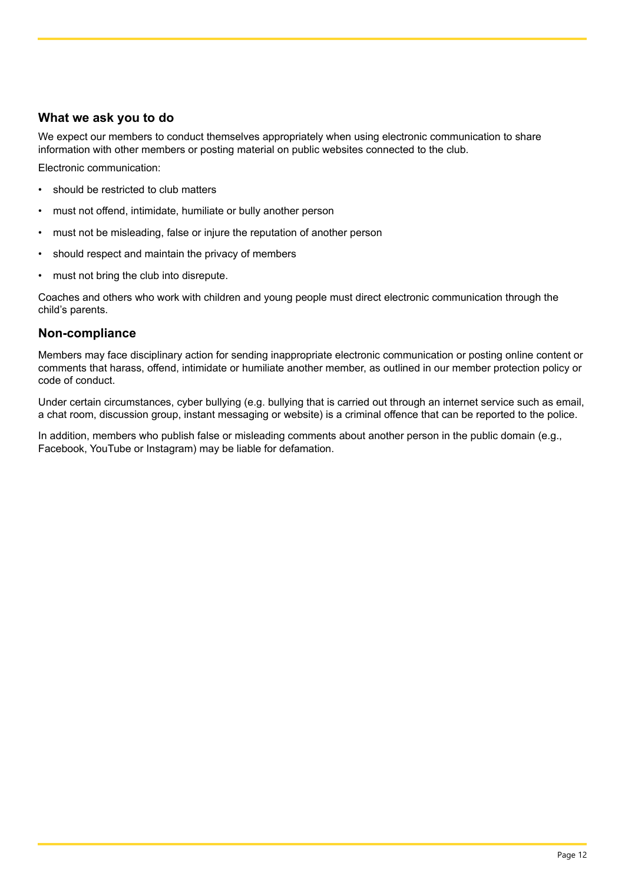## What we ask you to do

We expect our members to conduct themselves appropriately when using electronic communication to share information with other members or posting material on public websites connected to the club.

Electronic communication:

- should be restricted to club matters
- must not offend, intimidate, humiliate or bully another person
- must not be misleading, false or injure the reputation of another person
- should respect and maintain the privacy of members
- must not bring the club into disrepute.

Coaches and others who work with children and young people must direct electronic communication through the child's parents.

## Non-compliance

Members may face disciplinary action for sending inappropriate electronic communication or posting online content or comments that harass, offend, intimidate or humiliate another member, as outlined in our member protection policy or code of conduct.

Under certain circumstances, cyber bullying (e.g. bullying that is carried out through an internet service such as email, a chat room, discussion group, instant messaging or website) is a criminal offence that can be reported to the police.

In addition, members who publish false or misleading comments about another person in the public domain (e.g., Facebook, YouTube or Instagram) may be liable for defamation.